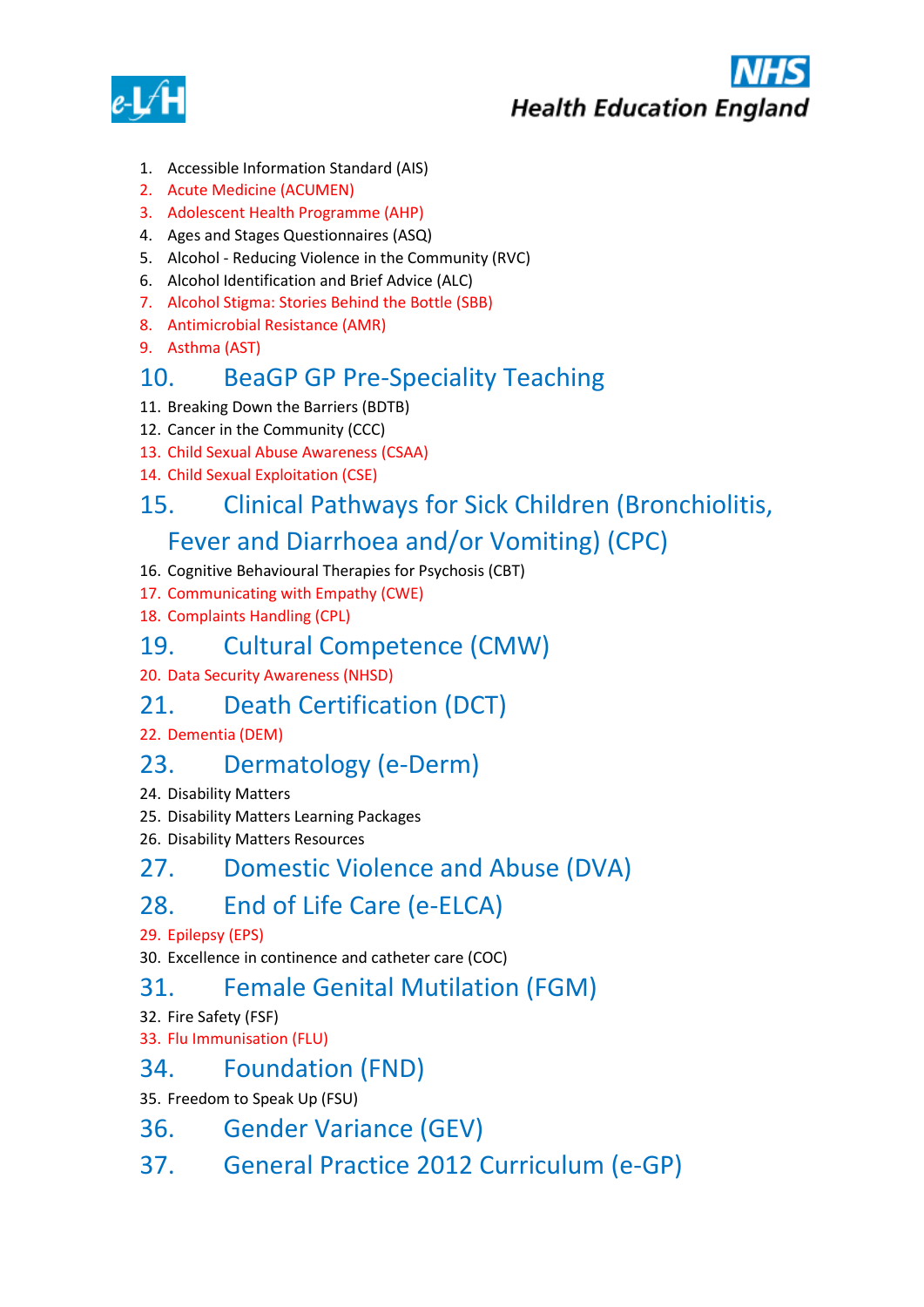1. Accessible Information Standard (AIS)
2. Acute Medicine (ACUMEN)
3. Adolescent Health Programme (AHP)
4. Ages and Stages Questionnaires (ASQ)
5. Alcohol - Reducing Violence in the Community (RVC)
6. Alcohol Identification and Brief Advice (ALC)
7. Alcohol Stigma: Stories Behind the Bottle (SBB)
8. Antimicrobial Resistance (AMR)
9. Asthma (AST)

## 10. BeaGP GP Pre-Speciality Teaching

11. Breaking Down the Barriers (BDTB)
12. Cancer in the Community (CCC)
13. Child Sexual Abuse Awareness (CSAA)
14. Child Sexual Exploitation (CSE)

## 15. Clinical Pathways for Sick Children (Bronchiolitis, Fever and Diarrhoea and/or Vomiting) (CPC)

16. Cognitive Behavioural Therapies for Psychosis (CBT)
17. Communicating with Empathy (CWE)
18. Complaints Handling (CPL)

## 19. Cultural Competence (CMW)

20. Data Security Awareness (NHSD)

## 21. Death Certification (DCT)

22. Dementia (DEM)

## 23. Dermatology (e-Derm)

24. Disability Matters
25. Disability Matters Learning Packages
26. Disability Matters Resources

## 27. Domestic Violence and Abuse (DVA)

## 28. End of Life Care (e-ELCA)

29. Epilepsy (EPS)
30. Excellence in continence and catheter care (COC)

## 31. Female Genital Mutilation (FGM)

32. Fire Safety (FSF)
33. Flu Immunisation (FLU)

## 34. Foundation (FND)

35. Freedom to Speak Up (FSU)

## 36. Gender Variance (GEV)

## 37. General Practice 2012 Curriculum (e-GP)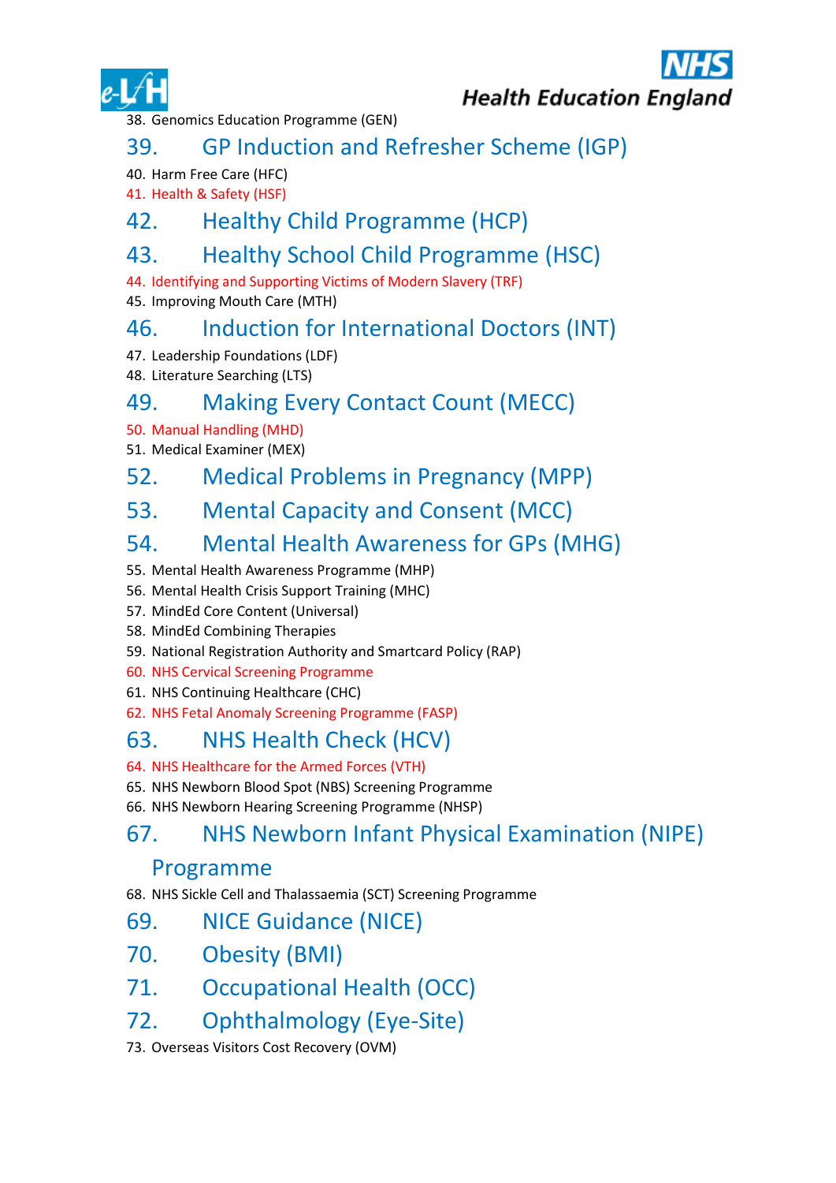38. Genomics Education Programme (GEN)

## 39. GP Induction and Refresher Scheme (IGP)

40. Harm Free Care (HFC)
41. Health & Safety (HSF)

## 42. Healthy Child Programme (HCP)

## 43. Healthy School Child Programme (HSC)

44. Identifying and Supporting Victims of Modern Slavery (TRF)
45. Improving Mouth Care (MTH)

## 46. Induction for International Doctors (INT)

47. Leadership Foundations (LDF)
48. Literature Searching (LTS)

## 49. Making Every Contact Count (MECC)

50. Manual Handling (MHD)
51. Medical Examiner (MEX)

## 52. Medical Problems in Pregnancy (MPP)

## 53. Mental Capacity and Consent (MCC)

## 54. Mental Health Awareness for GPs (MHG)

55. Mental Health Awareness Programme (MHP)
56. Mental Health Crisis Support Training (MHC)
57. MindEd Core Content (Universal)
58. MindEd Combining Therapies
59. National Registration Authority and Smartcard Policy (RAP)
60. NHS Cervical Screening Programme
61. NHS Continuing Healthcare (CHC)
62. NHS Fetal Anomaly Screening Programme (FASP)

## 63. NHS Health Check (HCV)

64. NHS Healthcare for the Armed Forces (VTH)
65. NHS Newborn Blood Spot (NBS) Screening Programme
66. NHS Newborn Hearing Screening Programme (NHSP)

## 67. NHS Newborn Infant Physical Examination (NIPE) Programme

68. NHS Sickle Cell and Thalassaemia (SCT) Screening Programme

## 69. NICE Guidance (NICE)

## 70. Obesity (BMI)

## 71. Occupational Health (OCC)

## 72. Ophthalmology (Eye-Site)

73. Overseas Visitors Cost Recovery (OVM)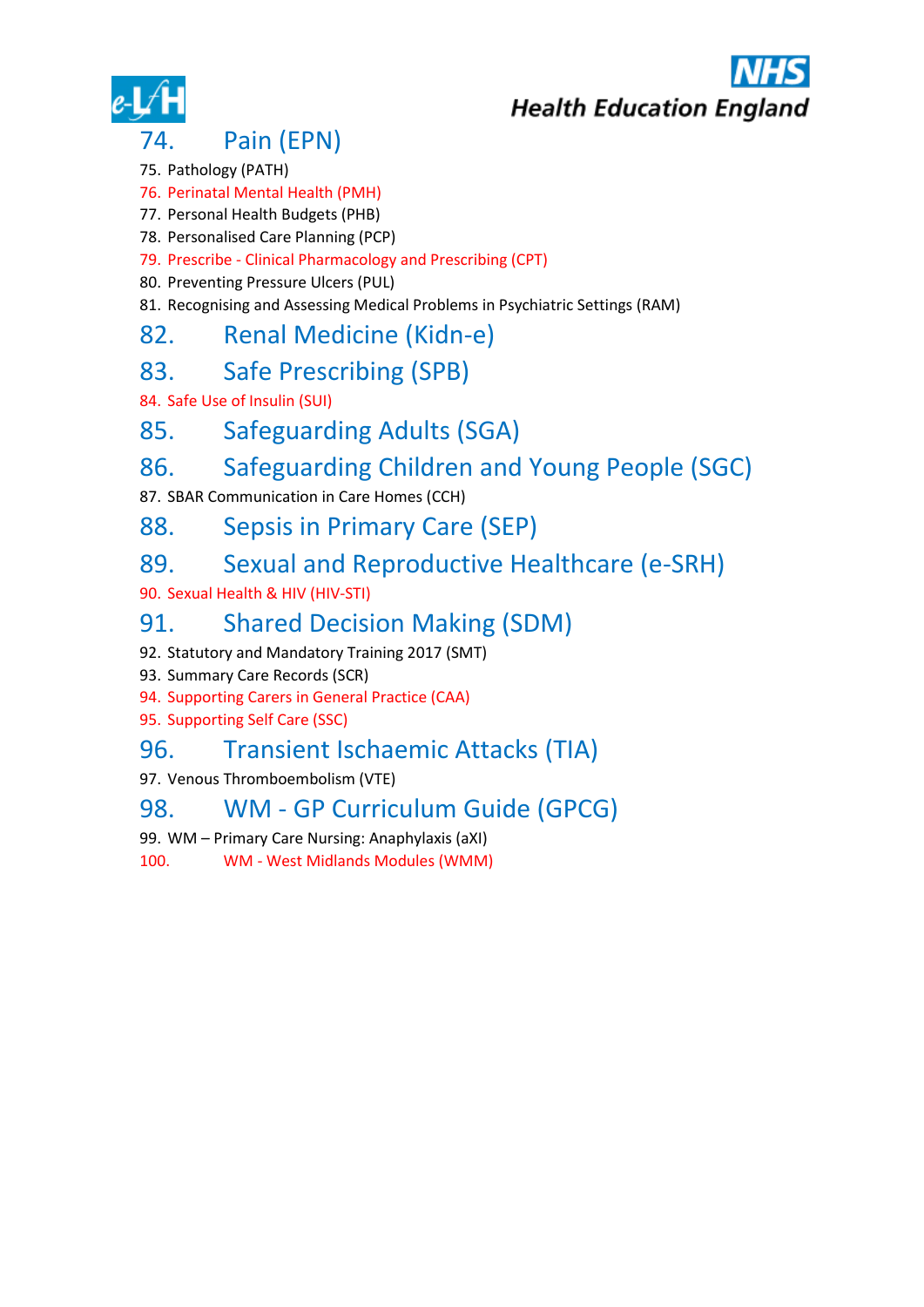## 74. Pain (EPN)

75. Pathology (PATH)
76. Perinatal Mental Health (PMH)
77. Personal Health Budgets (PHB)
78. Personalised Care Planning (PCP)
79. Prescribe - Clinical Pharmacology and Prescribing (CPT)
80. Preventing Pressure Ulcers (PUL)
81. Recognising and Assessing Medical Problems in Psychiatric Settings (RAM)

## 82. Renal Medicine (Kidn-e)

## 83. Safe Prescribing (SPB)

84. Safe Use of Insulin (SUI)

## 85. Safeguarding Adults (SGA)

## 86. Safeguarding Children and Young People (SGC)

87. SBAR Communication in Care Homes (CCH)

## 88. Sepsis in Primary Care (SEP)

## 89. Sexual and Reproductive Healthcare (e-SRH)

90. Sexual Health & HIV (HIV-STI)

## 91. Shared Decision Making (SDM)

92. Statutory and Mandatory Training 2017 (SMT)
93. Summary Care Records (SCR)
94. Supporting Carers in General Practice (CAA)
95. Supporting Self Care (SSC)

## 96. Transient Ischaemic Attacks (TIA)

97. Venous Thromboembolism (VTE)

## 98. WM - GP Curriculum Guide (GPCG)

99. WM – Primary Care Nursing: Anaphylaxis (aXI)
100. WM - West Midlands Modules (WMM)